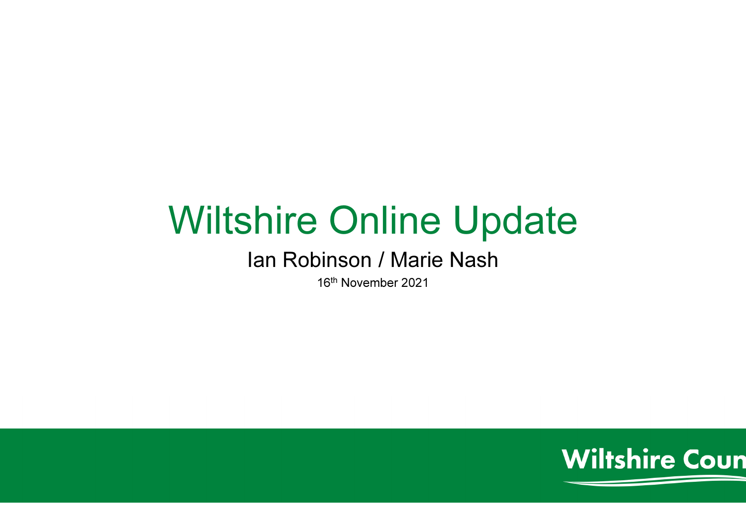# Wiltshire Online Update

Ian Robinson / Marie Nash

16th November 2021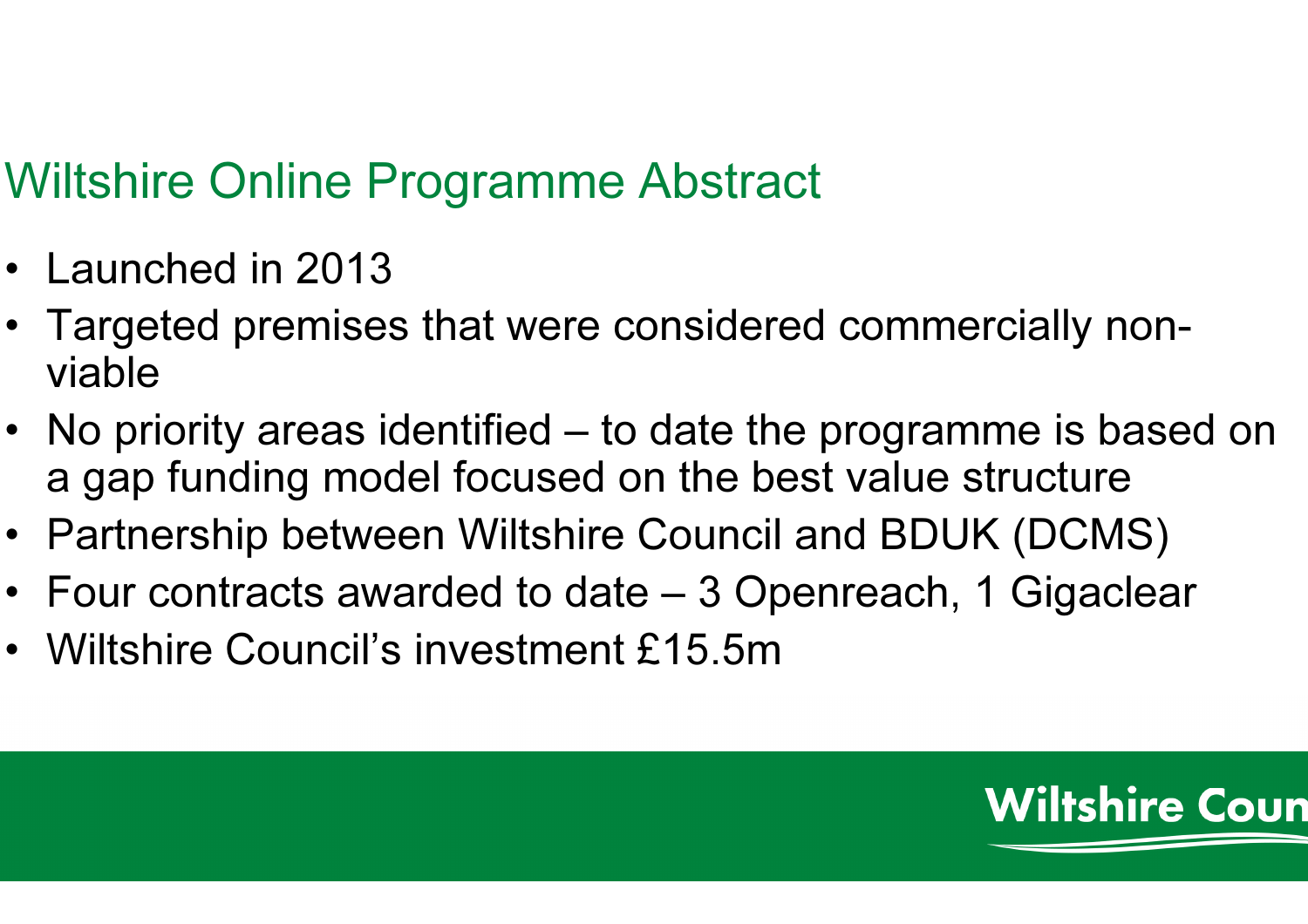## Wiltshire Online Programme Abstract

- Launched in 2013
- Targeted premises that were considered commercially non-viable
- No priority areas identified – to date the programme is based on a gap funding model focused on the best value structure
- Partnership between Wiltshire Council and BDUK (DCMS)
- Four contracts awarded to date – 3 Openreach, 1 Gigaclear
- Wiltshire Council's investment £15.5m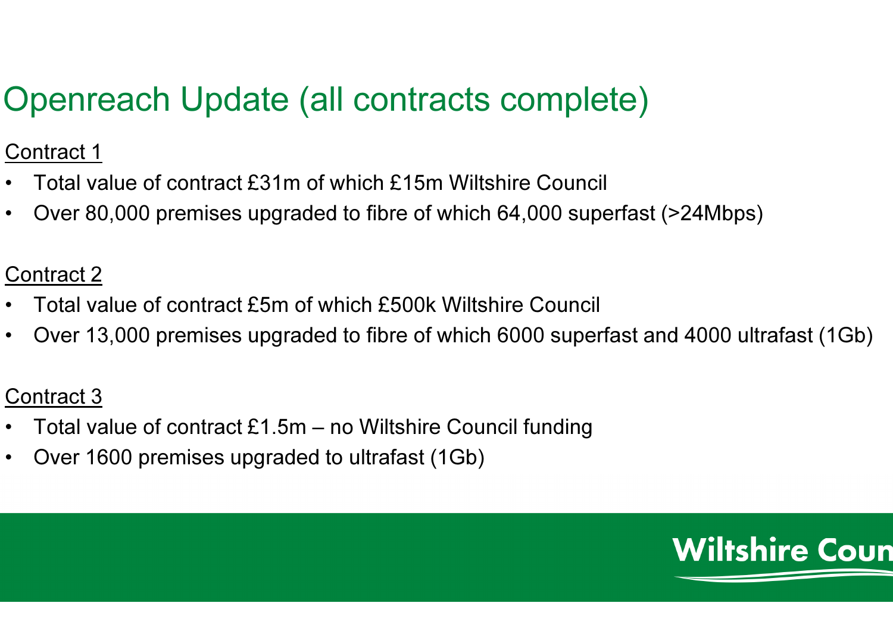# Openreach Update (all contracts complete)

Contract 1

- Total value of contract £31m of which £15m Wiltshire Council
- Over 80,000 premises upgraded to fibre of which 64,000 superfast (>24Mbps)

Contract 2

- Total value of contract £5m of which £500k Wiltshire Council
- Over 13,000 premises upgraded to fibre of which 6000 superfast and 4000 ultrafast (1Gb)

Contract 3

- Total value of contract £1.5m – no Wiltshire Council funding
- Over 1600 premises upgraded to ultrafast (1Gb)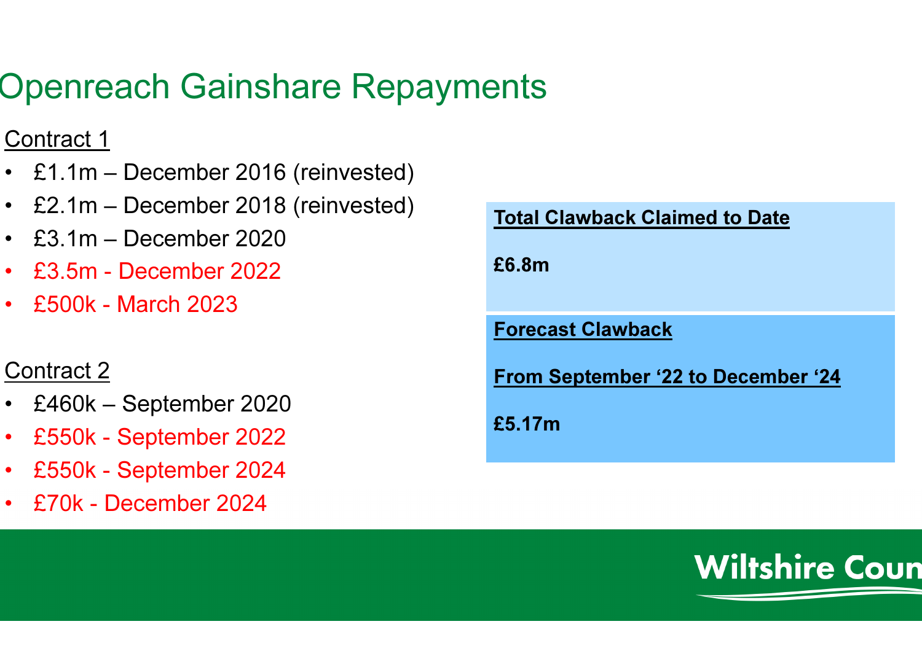# Openreach Gainshare Repayments

Contract 1

- £1.1m – December 2016 (reinvested)
- £2.1m – December 2018 (reinvested)
- £3.1m – December 2020
- £3.5m - December 2022
- £500k - March 2023

Contract 2

- £460k – September 2020
- £550k - September 2022
- £550k - September 2024
- £70k - December 2024

**Total Clawback Claimed to Date**

**£6.8m**

**Forecast Clawback**

**From September '22 to December '24**

**£5.17m**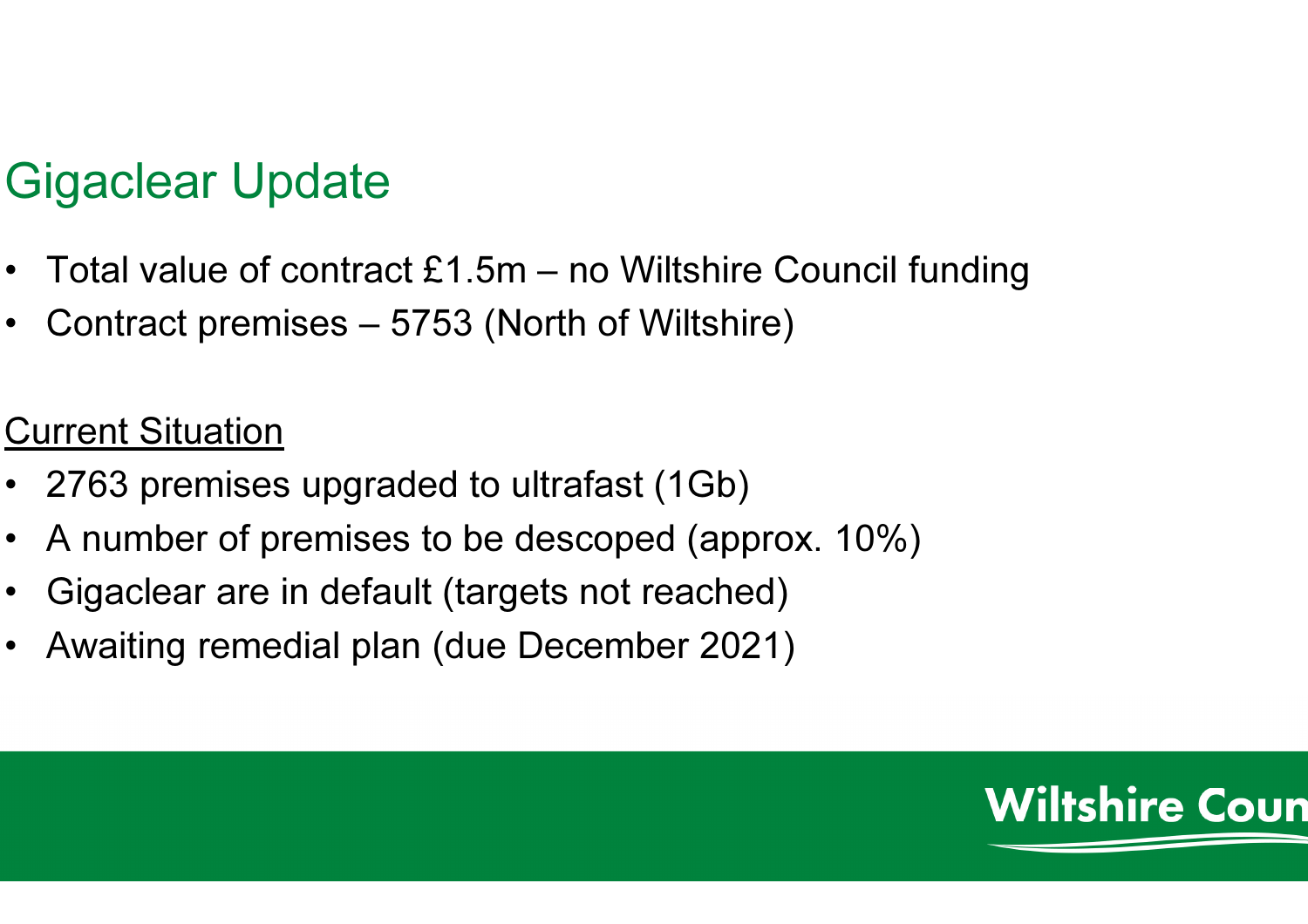# Gigaclear Update

- Total value of contract £1.5m – no Wiltshire Council funding
- Contract premises – 5753 (North of Wiltshire)

**Current Situation**

- 2763 premises upgraded to ultrafast (1Gb)
- A number of premises to be descoped (approx. 10%)
- Gigaclear are in default (targets not reached)
- Awaiting remedial plan (due December 2021)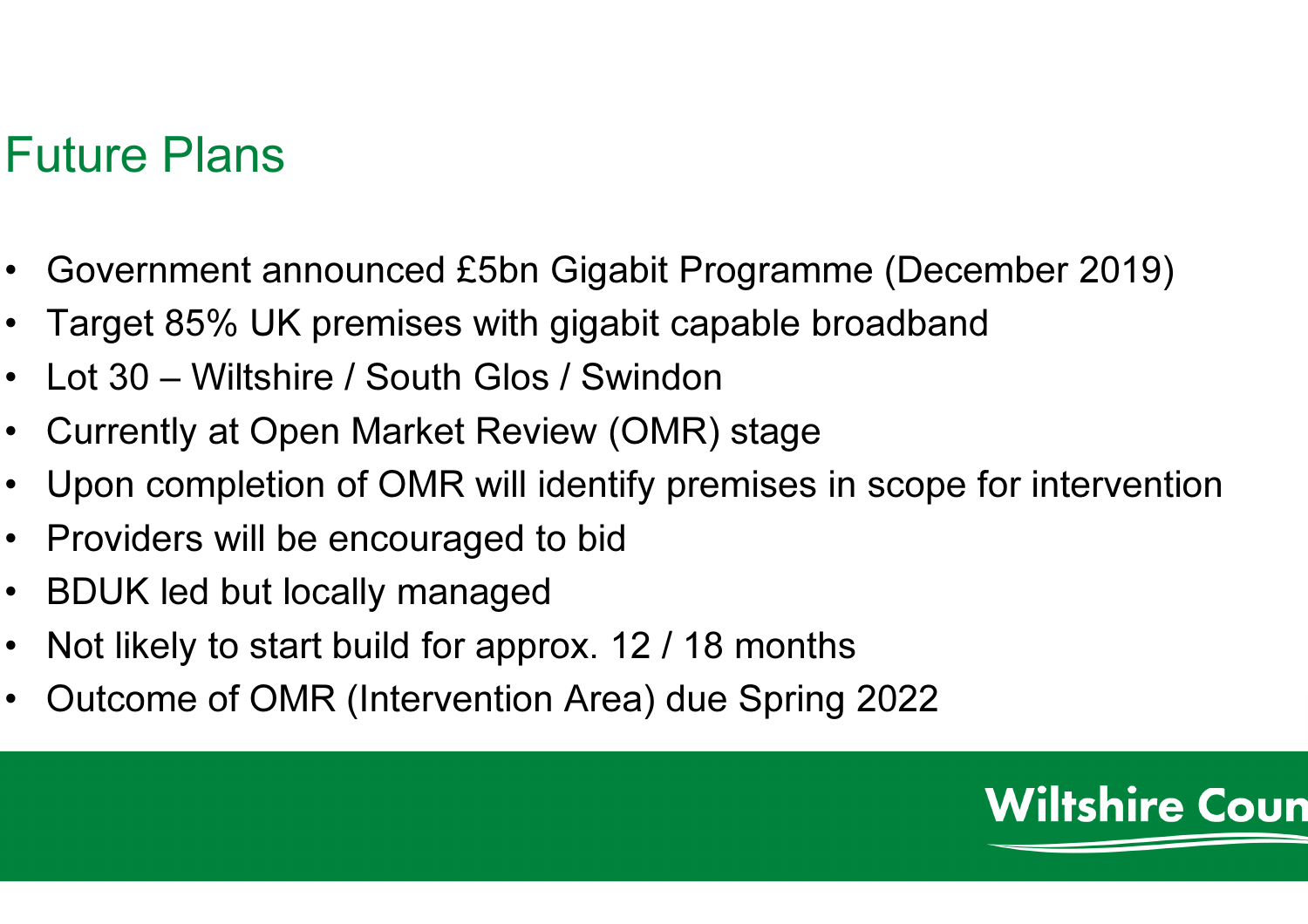# Future Plans

- Government announced £5bn Gigabit Programme (December 2019)
- Target 85% UK premises with gigabit capable broadband
- Lot 30 – Wiltshire / South Glos / Swindon
- Currently at Open Market Review (OMR) stage
- Upon completion of OMR will identify premises in scope for intervention
- Providers will be encouraged to bid
- BDUK led but locally managed
- Not likely to start build for approx. 12 / 18 months
- Outcome of OMR (Intervention Area) due Spring 2022